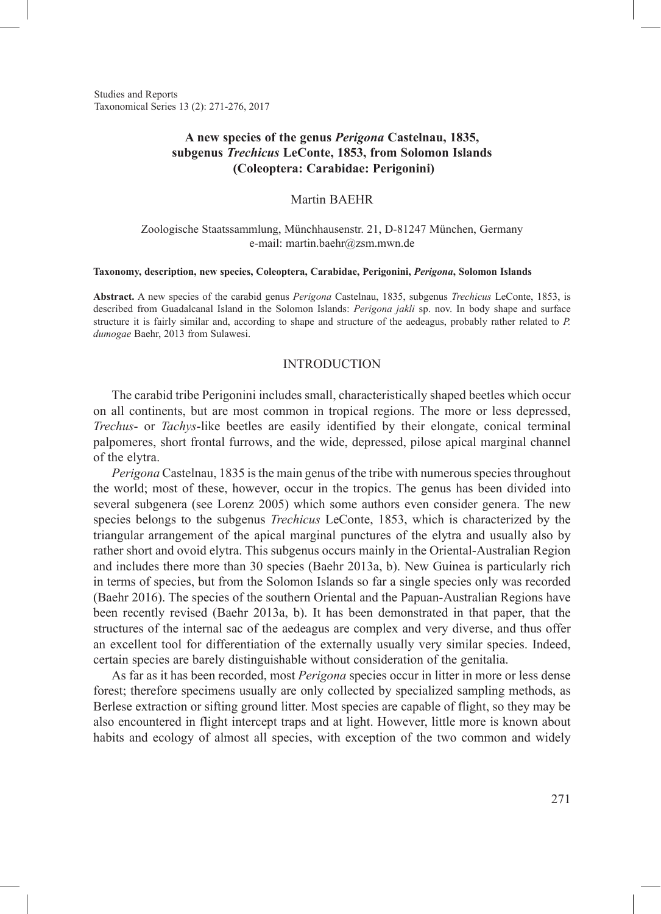# A new species of the genus *Perigona* Castelnau, 1835, subgenus *Trechicus* LeConte, 1853, from Solomon Islands (Coleoptera: Carabidae: Perigonini)

Martin BAEHR

Zoologische Staatssammlung, Münchhausenstr. 21, D-81247 München, Germany
e-mail: martin.baehr@zsm.mwn.de

**Taxonomy, description, new species, Coleoptera, Carabidae, Perigonini, *Perigona*, Solomon Islands**

**Abstract.** A new species of the carabid genus *Perigona* Castelnau, 1835, subgenus *Trechicus* LeConte, 1853, is described from Guadalcanal Island in the Solomon Islands: *Perigona jakli* sp. nov. In body shape and surface structure it is fairly similar and, according to shape and structure of the aedeagus, probably rather related to *P. dumogae* Baehr, 2013 from Sulawesi.

## INTRODUCTION

The carabid tribe Perigonini includes small, characteristically shaped beetles which occur on all continents, but are most common in tropical regions. The more or less depressed, *Trechus*- or *Tachys*-like beetles are easily identified by their elongate, conical terminal palpomeres, short frontal furrows, and the wide, depressed, pilose apical marginal channel of the elytra.

*Perigona* Castelnau, 1835 is the main genus of the tribe with numerous species throughout the world; most of these, however, occur in the tropics. The genus has been divided into several subgenera (see Lorenz 2005) which some authors even consider genera. The new species belongs to the subgenus *Trechicus* LeConte, 1853, which is characterized by the triangular arrangement of the apical marginal punctures of the elytra and usually also by rather short and ovoid elytra. This subgenus occurs mainly in the Oriental-Australian Region and includes there more than 30 species (Baehr 2013a, b). New Guinea is particularly rich in terms of species, but from the Solomon Islands so far a single species only was recorded (Baehr 2016). The species of the southern Oriental and the Papuan-Australian Regions have been recently revised (Baehr 2013a, b). It has been demonstrated in that paper, that the structures of the internal sac of the aedeagus are complex and very diverse, and thus offer an excellent tool for differentiation of the externally usually very similar species. Indeed, certain species are barely distinguishable without consideration of the genitalia.

As far as it has been recorded, most *Perigona* species occur in litter in more or less dense forest; therefore specimens usually are only collected by specialized sampling methods, as Berlese extraction or sifting ground litter. Most species are capable of flight, so they may be also encountered in flight intercept traps and at light. However, little more is known about habits and ecology of almost all species, with exception of the two common and widely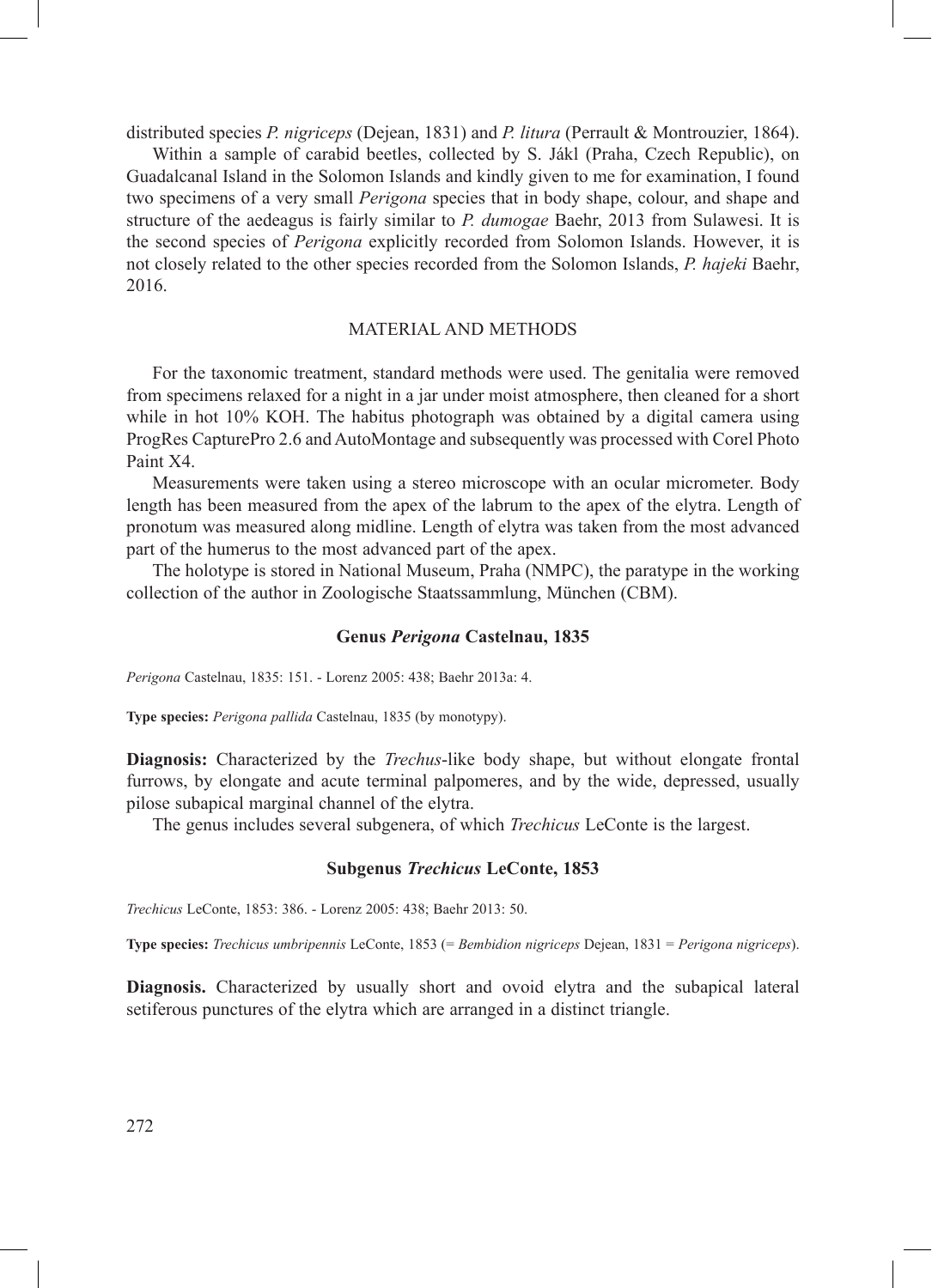distributed species *P. nigriceps* (Dejean, 1831) and *P. litura* (Perrault & Montrouzier, 1864).

Within a sample of carabid beetles, collected by S. Jákl (Praha, Czech Republic), on Guadalcanal Island in the Solomon Islands and kindly given to me for examination, I found two specimens of a very small *Perigona* species that in body shape, colour, and shape and structure of the aedeagus is fairly similar to *P. dumogae* Baehr, 2013 from Sulawesi. It is the second species of *Perigona* explicitly recorded from Solomon Islands. However, it is not closely related to the other species recorded from the Solomon Islands, *P. hajeki* Baehr, 2016.

## MATERIAL AND METHODS

For the taxonomic treatment, standard methods were used. The genitalia were removed from specimens relaxed for a night in a jar under moist atmosphere, then cleaned for a short while in hot 10% KOH. The habitus photograph was obtained by a digital camera using ProgRes CapturePro 2.6 and AutoMontage and subsequently was processed with Corel Photo Paint X4.

Measurements were taken using a stereo microscope with an ocular micrometer. Body length has been measured from the apex of the labrum to the apex of the elytra. Length of pronotum was measured along midline. Length of elytra was taken from the most advanced part of the humerus to the most advanced part of the apex.

The holotype is stored in National Museum, Praha (NMPC), the paratype in the working collection of the author in Zoologische Staatssammlung, München (CBM).

### Genus *Perigona* Castelnau, 1835

*Perigona* Castelnau, 1835: 151. - Lorenz 2005: 438; Baehr 2013a: 4.

**Type species:** *Perigona pallida* Castelnau, 1835 (by monotypy).

**Diagnosis:** Characterized by the *Trechus*-like body shape, but without elongate frontal furrows, by elongate and acute terminal palpomeres, and by the wide, depressed, usually pilose subapical marginal channel of the elytra.

The genus includes several subgenera, of which *Trechicus* LeConte is the largest.

### Subgenus *Trechicus* LeConte, 1853

*Trechicus* LeConte, 1853: 386. - Lorenz 2005: 438; Baehr 2013: 50.

**Type species:** *Trechicus umbripennis* LeConte, 1853 (= *Bembidion nigriceps* Dejean, 1831 = *Perigona nigriceps*).

**Diagnosis.** Characterized by usually short and ovoid elytra and the subapical lateral setiferous punctures of the elytra which are arranged in a distinct triangle.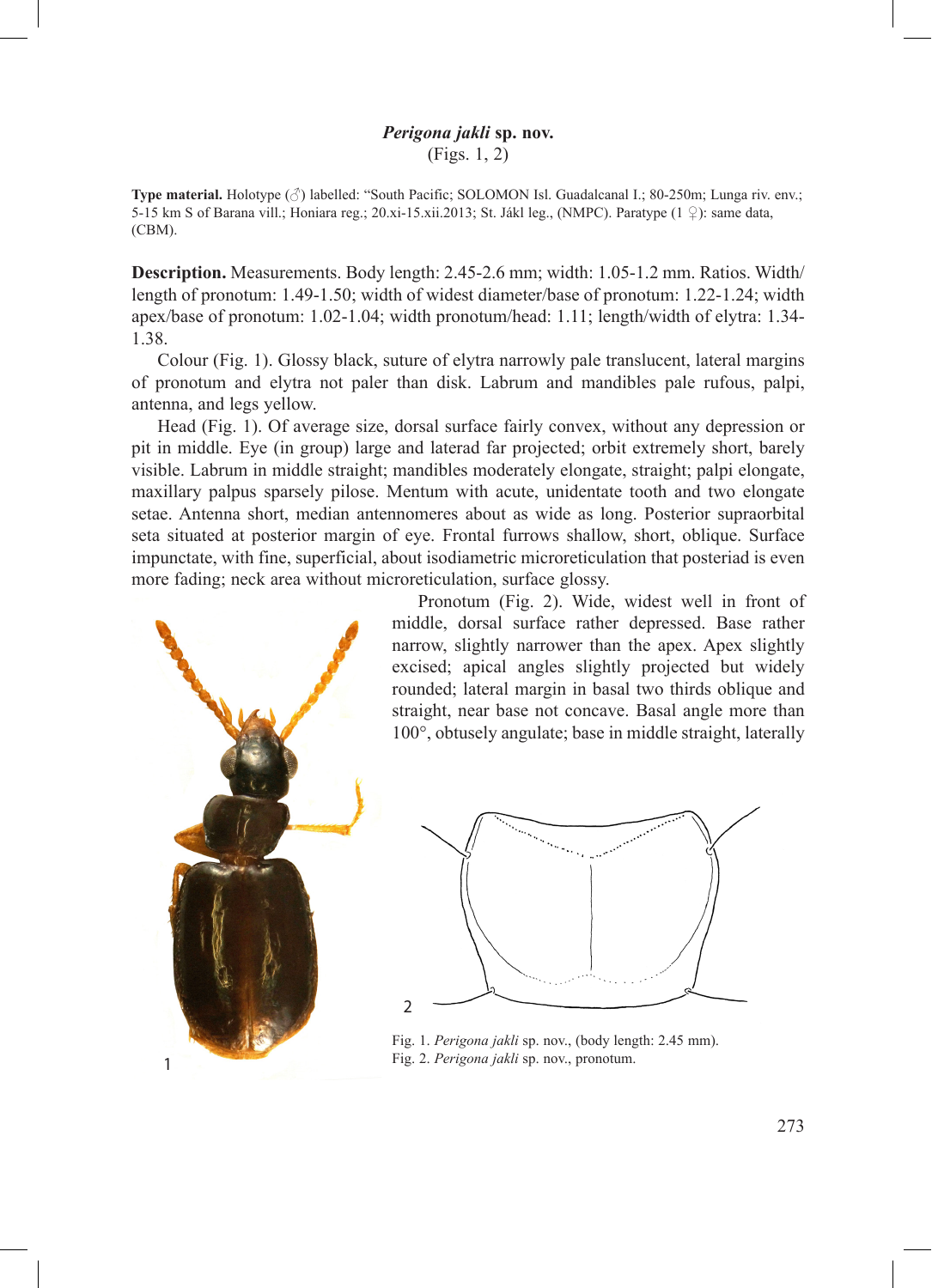**_Perigona jakli_ sp. nov.**
(Figs. 1, 2)

**Type material.** Holotype (♂) labelled: "South Pacific; SOLOMON Isl. Guadalcanal I.; 80-250m; Lunga riv. env.; 5-15 km S of Barana vill.; Honiara reg.; 20.xi-15.xii.2013; St. Jákl leg., (NMPC). Paratype (1 ♀): same data, (CBM).

**Description.** Measurements. Body length: 2.45-2.6 mm; width: 1.05-1.2 mm. Ratios. Width/length of pronotum: 1.49-1.50; width of widest diameter/base of pronotum: 1.22-1.24; width apex/base of pronotum: 1.02-1.04; width pronotum/head: 1.11; length/width of elytra: 1.34-1.38.

Colour (Fig. 1). Glossy black, suture of elytra narrowly pale translucent, lateral margins of pronotum and elytra not paler than disk. Labrum and mandibles pale rufous, palpi, antenna, and legs yellow.

Head (Fig. 1). Of average size, dorsal surface fairly convex, without any depression or pit in middle. Eye (in group) large and laterad far projected; orbit extremely short, barely visible. Labrum in middle straight; mandibles moderately elongate, straight; palpi elongate, maxillary palpus sparsely pilose. Mentum with acute, unidentate tooth and two elongate setae. Antenna short, median antennomeres about as wide as long. Posterior supraorbital seta situated at posterior margin of eye. Frontal furrows shallow, short, oblique. Surface impunctate, with fine, superficial, about isodiametric microreticulation that posteriad is even more fading; neck area without microreticulation, surface glossy.

Pronotum (Fig. 2). Wide, widest well in front of middle, dorsal surface rather depressed. Base rather narrow, slightly narrower than the apex. Apex slightly excised; apical angles slightly projected but widely rounded; lateral margin in basal two thirds oblique and straight, near base not concave. Basal angle more than 100°, obtusely angulate; base in middle straight, laterally

Fig. 1. _Perigona jakli_ sp. nov., (body length: 2.45 mm).
Fig. 2. _Perigona jakli_ sp. nov., pronotum.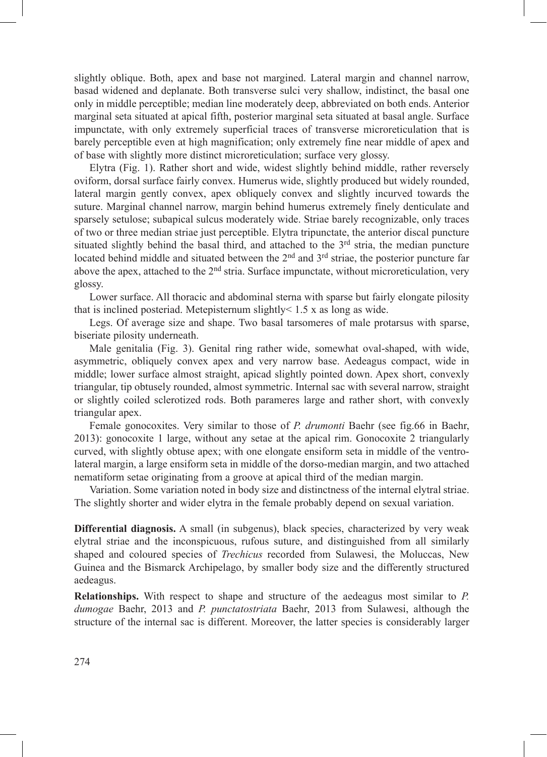slightly oblique. Both, apex and base not margined. Lateral margin and channel narrow, basad widened and deplanate. Both transverse sulci very shallow, indistinct, the basal one only in middle perceptible; median line moderately deep, abbreviated on both ends. Anterior marginal seta situated at apical fifth, posterior marginal seta situated at basal angle. Surface impunctate, with only extremely superficial traces of transverse microreticulation that is barely perceptible even at high magnification; only extremely fine near middle of apex and of base with slightly more distinct microreticulation; surface very glossy.

Elytra (Fig. 1). Rather short and wide, widest slightly behind middle, rather reversely oviform, dorsal surface fairly convex. Humerus wide, slightly produced but widely rounded, lateral margin gently convex, apex obliquely convex and slightly incurved towards the suture. Marginal channel narrow, margin behind humerus extremely finely denticulate and sparsely setulose; subapical sulcus moderately wide. Striae barely recognizable, only traces of two or three median striae just perceptible. Elytra tripunctate, the anterior discal puncture situated slightly behind the basal third, and attached to the 3rd stria, the median puncture located behind middle and situated between the 2nd and 3rd striae, the posterior puncture far above the apex, attached to the 2nd stria. Surface impunctate, without microreticulation, very glossy.

Lower surface. All thoracic and abdominal sterna with sparse but fairly elongate pilosity that is inclined posteriad. Metepisternum slightly< 1.5 x as long as wide.

Legs. Of average size and shape. Two basal tarsomeres of male protarsus with sparse, biseriate pilosity underneath.

Male genitalia (Fig. 3). Genital ring rather wide, somewhat oval-shaped, with wide, asymmetric, obliquely convex apex and very narrow base. Aedeagus compact, wide in middle; lower surface almost straight, apicad slightly pointed down. Apex short, convexly triangular, tip obtusely rounded, almost symmetric. Internal sac with several narrow, straight or slightly coiled sclerotized rods. Both parameres large and rather short, with convexly triangular apex.

Female gonocoxites. Very similar to those of *P. drumonti* Baehr (see fig.66 in Baehr, 2013): gonocoxite 1 large, without any setae at the apical rim. Gonocoxite 2 triangularly curved, with slightly obtuse apex; with one elongate ensiform seta in middle of the ventro-lateral margin, a large ensiform seta in middle of the dorso-median margin, and two attached nematiform setae originating from a groove at apical third of the median margin.

Variation. Some variation noted in body size and distinctness of the internal elytral striae. The slightly shorter and wider elytra in the female probably depend on sexual variation.

**Differential diagnosis.** A small (in subgenus), black species, characterized by very weak elytral striae and the inconspicuous, rufous suture, and distinguished from all similarly shaped and coloured species of *Trechicus* recorded from Sulawesi, the Moluccas, New Guinea and the Bismarck Archipelago, by smaller body size and the differently structured aedeagus.

**Relationships.** With respect to shape and structure of the aedeagus most similar to *P. dumogae* Baehr, 2013 and *P. punctatostriata* Baehr, 2013 from Sulawesi, although the structure of the internal sac is different. Moreover, the latter species is considerably larger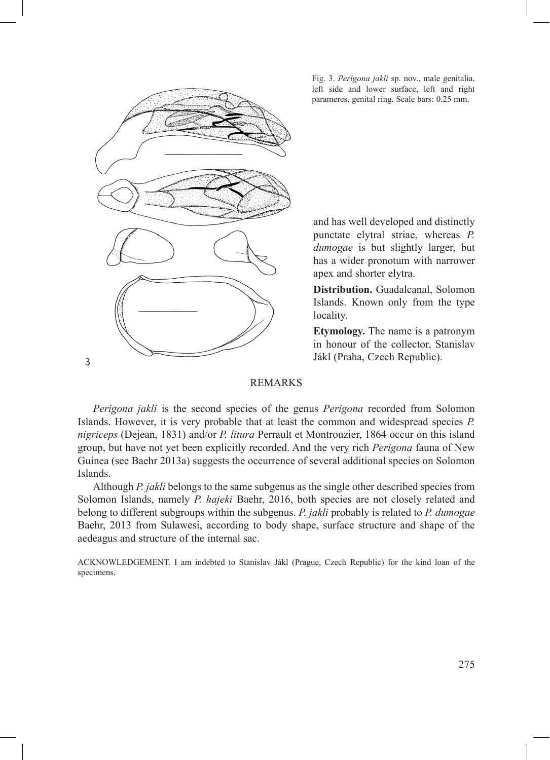Fig. 3. *Perigona jakli* sp. nov., male genitalia, left side and lower surface, left and right parameres, genital ring. Scale bars: 0.25 mm.

and has well developed and distinctly punctate elytral striae, whereas *P. dumogae* is but slightly larger, but has a wider pronotum with narrower apex and shorter elytra.

**Distribution.** Guadalcanal, Solomon Islands. Known only from the type locality.

**Etymology.** The name is a patronym in honour of the collector, Stanislav Jákl (Praha, Czech Republic).

## REMARKS

*Perigona jakli* is the second species of the genus *Perigona* recorded from Solomon Islands. However, it is very probable that at least the common and widespread species *P. nigriceps* (Dejean, 1831) and/or *P. litura* Perrault et Montrouzier, 1864 occur on this island group, but have not yet been explicitly recorded. And the very rich *Perigona* fauna of New Guinea (see Baehr 2013a) suggests the occurrence of several additional species on Solomon Islands.

Although *P. jakli* belongs to the same subgenus as the single other described species from Solomon Islands, namely *P. hajeki* Baehr, 2016, both species are not closely related and belong to different subgroups within the subgenus. *P. jakli* probably is related to *P. dumogae* Baehr, 2013 from Sulawesi, according to body shape, surface structure and shape of the aedeagus and structure of the internal sac.

ACKNOWLEDGEMENT. I am indebted to Stanislav Jákl (Prague, Czech Republic) for the kind loan of the specimens.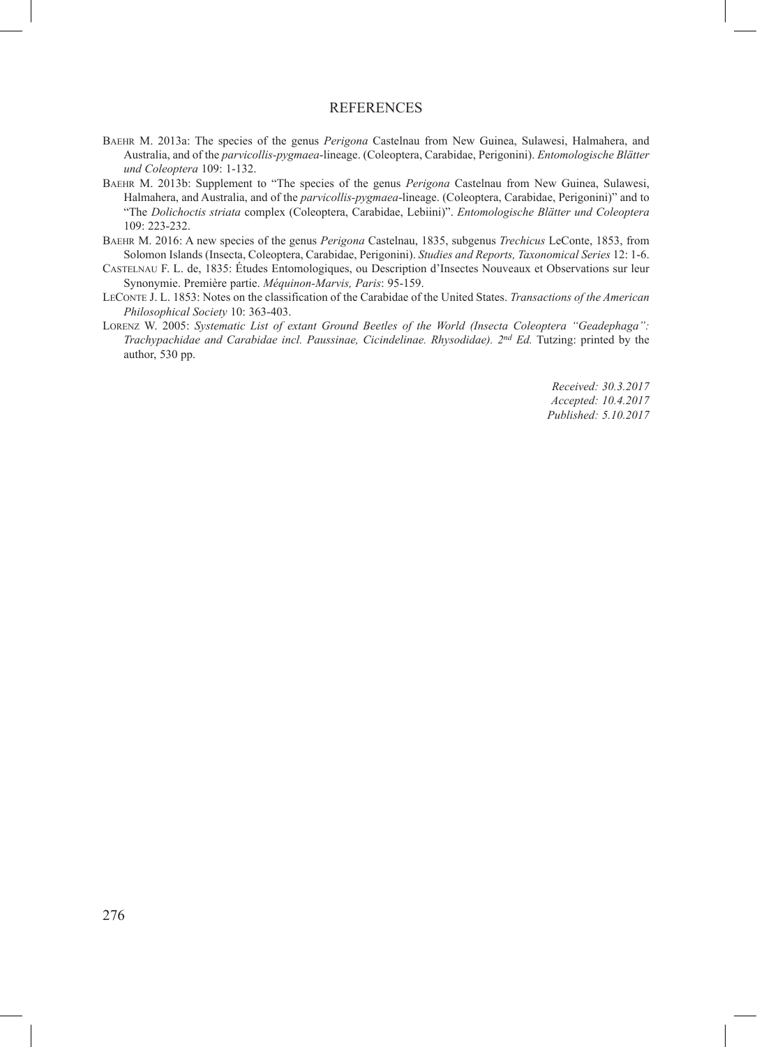## REFERENCES

Baehr M. 2013a: The species of the genus *Perigona* Castelnau from New Guinea, Sulawesi, Halmahera, and Australia, and of the *parvicollis-pygmaea*-lineage. (Coleoptera, Carabidae, Perigonini). *Entomologische Blätter und Coleoptera* 109: 1-132.

Baehr M. 2013b: Supplement to "The species of the genus *Perigona* Castelnau from New Guinea, Sulawesi, Halmahera, and Australia, and of the *parvicollis-pygmaea*-lineage. (Coleoptera, Carabidae, Perigonini)" and to "The *Dolichoctis striata* complex (Coleoptera, Carabidae, Lebiini)". *Entomologische Blätter und Coleoptera* 109: 223-232.

Baehr M. 2016: A new species of the genus *Perigona* Castelnau, 1835, subgenus *Trechicus* LeConte, 1853, from Solomon Islands (Insecta, Coleoptera, Carabidae, Perigonini). *Studies and Reports, Taxonomical Series* 12: 1-6.

Castelnau F. L. de, 1835: Études Entomologiques, ou Description d'Insectes Nouveaux et Observations sur leur Synonymie. Première partie. *Méquinon-Marvis, Paris*: 95-159.

LeConte J. L. 1853: Notes on the classification of the Carabidae of the United States. *Transactions of the American Philosophical Society* 10: 363-403.

Lorenz W. 2005: *Systematic List of extant Ground Beetles of the World (Insecta Coleoptera "Geadephaga": Trachypachidae and Carabidae incl. Paussinae, Cicindelinae. Rhysodidae). 2nd Ed.* Tutzing: printed by the author, 530 pp.

*Received: 30.3.2017*
*Accepted: 10.4.2017*
*Published: 5.10.2017*